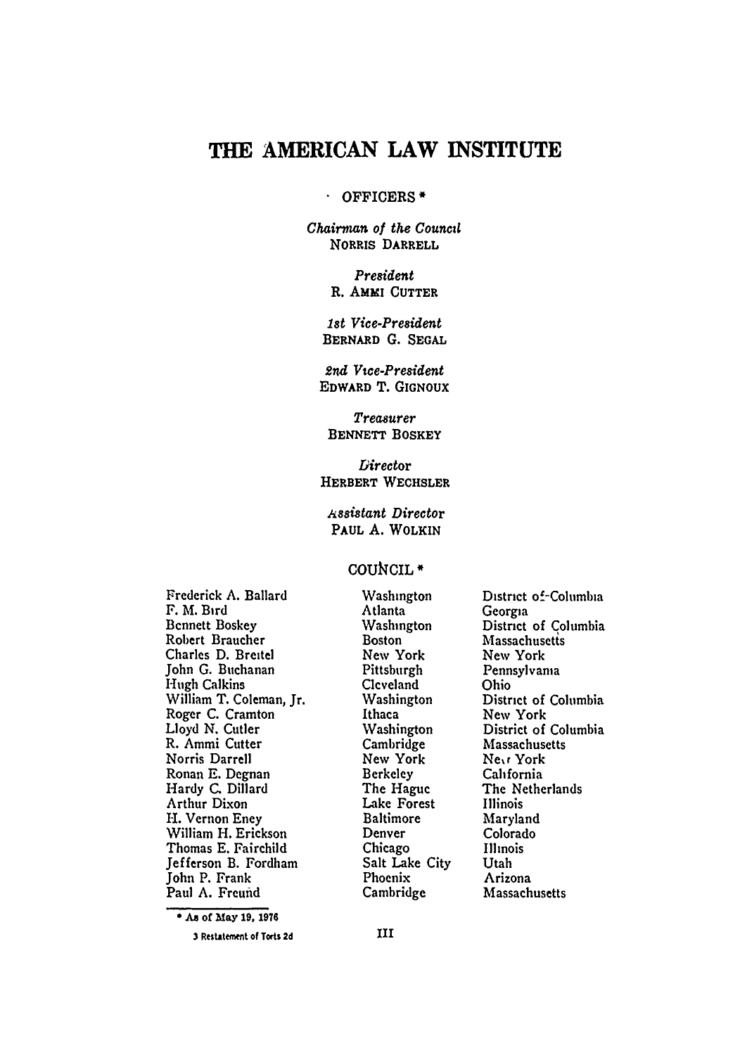# THE AMERICAN LAW INSTITUTE

OFFICERS *

*Chairman of the Council*
NORRIS DARRELL

*President*
R. AMMI CUTTER

*1st Vice-President*
BERNARD G. SEGAL

*2nd Vice-President*
EDWARD T. GIGNOUX

*Treasurer*
BENNETT BOSKEY

*Director*
HERBERT WECHSLER

*Assistant Director*
PAUL A. WOLKIN

COUNCIL *

| | | |
|---|---|---|
| Frederick A. Ballard | Washington | District of Columbia |
| F. M. Bird | Atlanta | Georgia |
| Bennett Boskey | Washington | District of Columbia |
| Robert Braucher | Boston | Massachusetts |
| Charles D. Breitel | New York | New York |
| John G. Buchanan | Pittsburgh | Pennsylvania |
| Hugh Calkins | Cleveland | Ohio |
| William T. Coleman, Jr. | Washington | District of Columbia |
| Roger C. Cramton | Ithaca | New York |
| Lloyd N. Cutler | Washington | District of Columbia |
| R. Ammi Cutter | Cambridge | Massachusetts |
| Norris Darrell | New York | New York |
| Ronan E. Degnan | Berkeley | California |
| Hardy C. Dillard | The Hague | The Netherlands |
| Arthur Dixon | Lake Forest | Illinois |
| H. Vernon Eney | Baltimore | Maryland |
| William H. Erickson | Denver | Colorado |
| Thomas E. Fairchild | Chicago | Illinois |
| Jefferson B. Fordham | Salt Lake City | Utah |
| John P. Frank | Phoenix | Arizona |
| Paul A. Freund | Cambridge | Massachusetts |

* As of May 19, 1976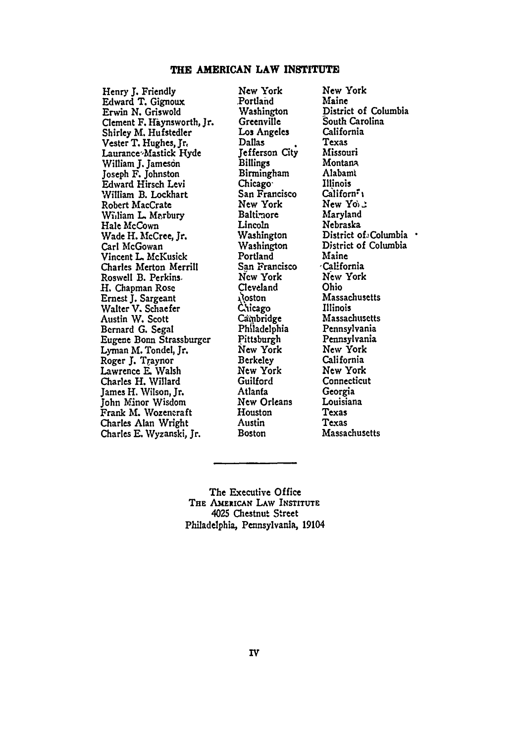# THE AMERICAN LAW INSTITUTE

| | | |
|---|---|---|
| Henry J. Friendly | New York | New York |
| Edward T. Gignoux | Portland | Maine |
| Erwin N. Griswold | Washington | District of Columbia |
| Clement F. Haynsworth, Jr. | Greenville | South Carolina |
| Shirley M. Hufstedler | Los Angeles | California |
| Vester T. Hughes, Jr. | Dallas | Texas |
| Laurance Mastick Hyde | Jefferson City | Missouri |
| William J. Jameson | Billings | Montana |
| Joseph F. Johnston | Birmingham | Alabama |
| Edward Hirsch Levi | Chicago | Illinois |
| William B. Lockhart | San Francisco | California |
| Robert MacCrate | New York | New York |
| William L. Marbury | Baltimore | Maryland |
| Hale McCown | Lincoln | Nebraska |
| Wade H. McCree, Jr. | Washington | District of Columbia |
| Carl McGowan | Washington | District of Columbia |
| Vincent L. McKusick | Portland | Maine |
| Charles Merton Merrill | San Francisco | California |
| Roswell B. Perkins | New York | New York |
| H. Chapman Rose | Cleveland | Ohio |
| Ernest J. Sargeant | Boston | Massachusetts |
| Walter V. Schaefer | Chicago | Illinois |
| Austin W. Scott | Cambridge | Massachusetts |
| Bernard G. Segal | Philadelphia | Pennsylvania |
| Eugene Bonn Strassburger | Pittsburgh | Pennsylvania |
| Lyman M. Tondel, Jr. | New York | New York |
| Roger J. Traynor | Berkeley | California |
| Lawrence E. Walsh | New York | New York |
| Charles H. Willard | Guilford | Connecticut |
| James H. Wilson, Jr. | Atlanta | Georgia |
| John Minor Wisdom | New Orleans | Louisiana |
| Frank M. Wozencraft | Houston | Texas |
| Charles Alan Wright | Austin | Texas |
| Charles E. Wyzanski, Jr. | Boston | Massachusetts |

---

The Executive Office
THE AMERICAN LAW INSTITUTE
4025 Chestnut Street
Philadelphia, Pennsylvania, 19104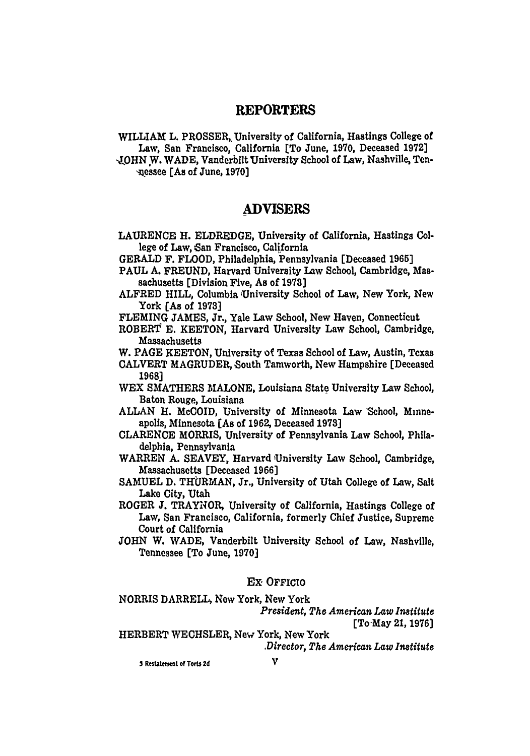## REPORTERS

WILLIAM L. PROSSER, University of California, Hastings College of Law, San Francisco, California [To June, 1970, Deceased 1972]

JOHN W. WADE, Vanderbilt University School of Law, Nashville, Tennessee [As of June, 1970]

## ADVISERS

LAURENCE H. ELDREDGE, University of California, Hastings College of Law, San Francisco, California

GERALD F. FLOOD, Philadelphia, Pennsylvania [Deceased 1965]

PAUL A. FREUND, Harvard University Law School, Cambridge, Massachusetts [Division Five, As of 1973]

ALFRED HILL, Columbia University School of Law, New York, New York [As of 1973]

FLEMING JAMES, Jr., Yale Law School, New Haven, Connecticut

ROBERT E. KEETON, Harvard University Law School, Cambridge, Massachusetts

W. PAGE KEETON, University of Texas School of Law, Austin, Texas

CALVERT MAGRUDER, South Tamworth, New Hampshire [Deceased 1968]

WEX SMATHERS MALONE, Louisiana State University Law School, Baton Rouge, Louisiana

ALLAN H. McCOID, University of Minnesota Law School, Minneapolis, Minnesota [As of 1962, Deceased 1973]

CLARENCE MORRIS, University of Pennsylvania Law School, Philadelphia, Pennsylvania

WARREN A. SEAVEY, Harvard University Law School, Cambridge, Massachusetts [Deceased 1966]

SAMUEL D. THURMAN, Jr., University of Utah College of Law, Salt Lake City, Utah

ROGER J. TRAYNOR, University of California, Hastings College of Law, San Francisco, California, formerly Chief Justice, Supreme Court of California

JOHN W. WADE, Vanderbilt University School of Law, Nashville, Tennessee [To June, 1970]

### EX OFFICIO

NORRIS DARRELL, New York, New York
*President, The American Law Institute*
[To May 21, 1976]

HERBERT WECHSLER, New York, New York
*Director, The American Law Institute*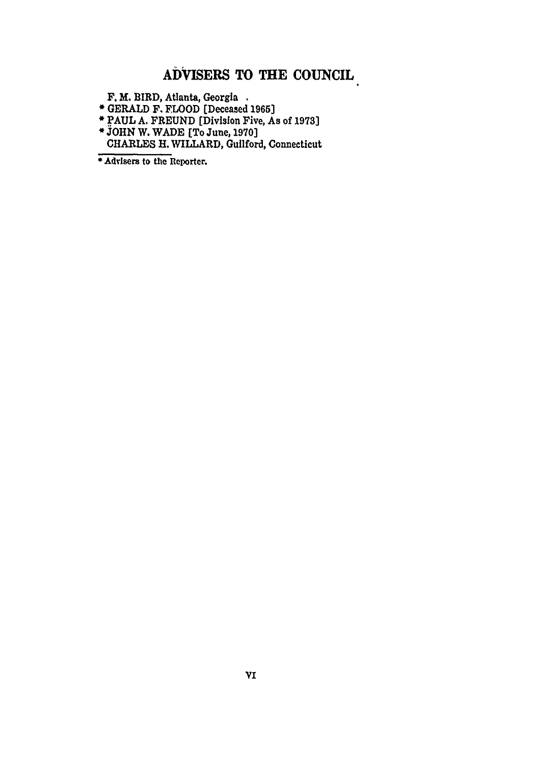# ADVISERS TO THE COUNCIL

F. M. BIRD, Atlanta, Georgia

* GERALD F. FLOOD [Deceased 1965]
* PAUL A. FREUND [Division Five, As of 1973]
* JOHN W. WADE [To June, 1970]

CHARLES H. WILLARD, Guilford, Connecticut

* Advisers to the Reporter.